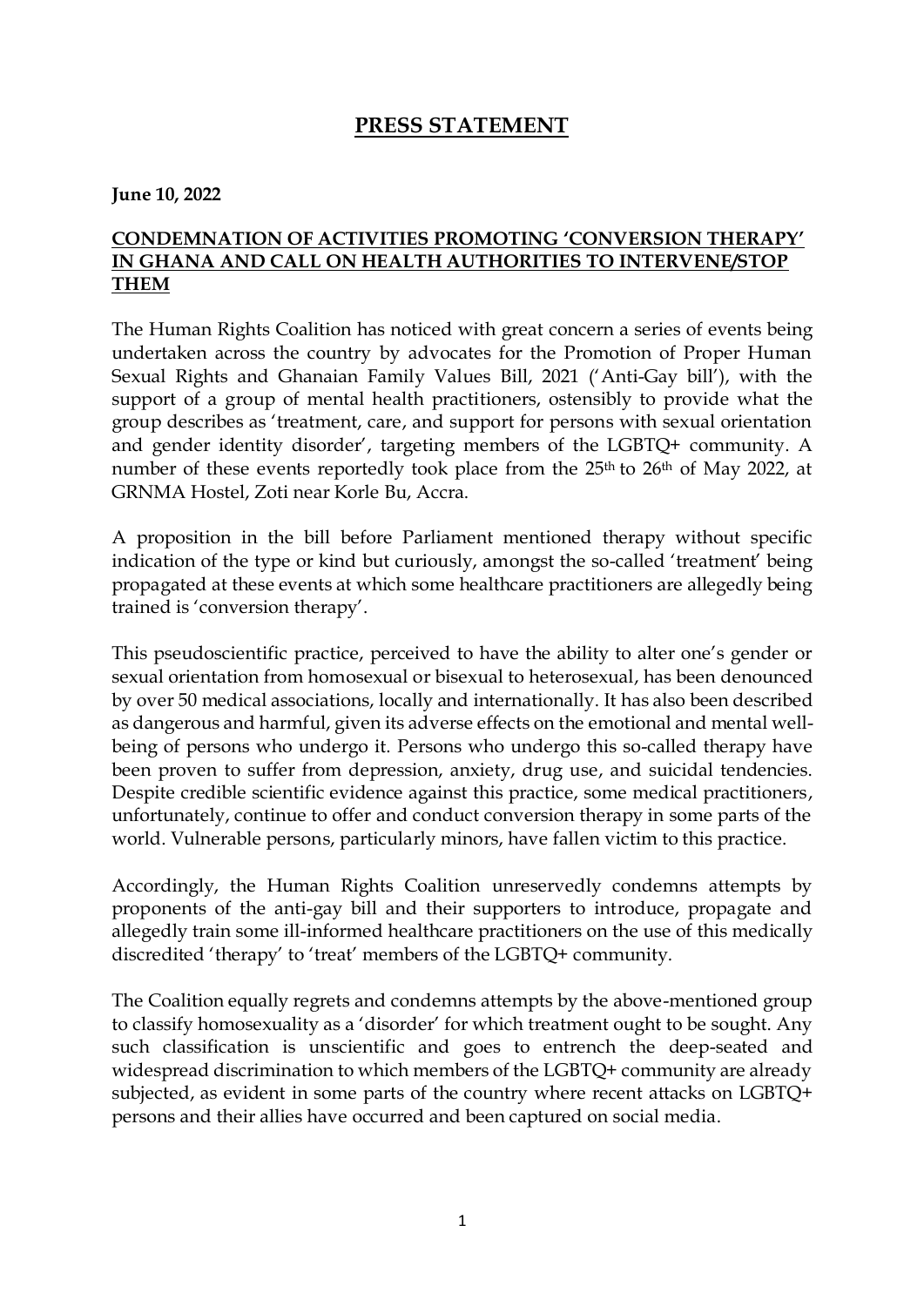# PRESS STATEMENT

**June 10, 2022**

**CONDEMNATION OF ACTIVITIES PROMOTING 'CONVERSION THERAPY' IN GHANA AND CALL ON HEALTH AUTHORITIES TO INTERVENE/STOP THEM**

The Human Rights Coalition has noticed with great concern a series of events being undertaken across the country by advocates for the Promotion of Proper Human Sexual Rights and Ghanaian Family Values Bill, 2021 ('Anti-Gay bill'), with the support of a group of mental health practitioners, ostensibly to provide what the group describes as 'treatment, care, and support for persons with sexual orientation and gender identity disorder', targeting members of the LGBTQ+ community. A number of these events reportedly took place from the 25th to 26th of May 2022, at GRNMA Hostel, Zoti near Korle Bu, Accra.

A proposition in the bill before Parliament mentioned therapy without specific indication of the type or kind but curiously, amongst the so-called 'treatment' being propagated at these events at which some healthcare practitioners are allegedly being trained is 'conversion therapy'.

This pseudoscientific practice, perceived to have the ability to alter one's gender or sexual orientation from homosexual or bisexual to heterosexual, has been denounced by over 50 medical associations, locally and internationally. It has also been described as dangerous and harmful, given its adverse effects on the emotional and mental well-being of persons who undergo it. Persons who undergo this so-called therapy have been proven to suffer from depression, anxiety, drug use, and suicidal tendencies. Despite credible scientific evidence against this practice, some medical practitioners, unfortunately, continue to offer and conduct conversion therapy in some parts of the world. Vulnerable persons, particularly minors, have fallen victim to this practice.

Accordingly, the Human Rights Coalition unreservedly condemns attempts by proponents of the anti-gay bill and their supporters to introduce, propagate and allegedly train some ill-informed healthcare practitioners on the use of this medically discredited 'therapy' to 'treat' members of the LGBTQ+ community.

The Coalition equally regrets and condemns attempts by the above-mentioned group to classify homosexuality as a 'disorder' for which treatment ought to be sought. Any such classification is unscientific and goes to entrench the deep-seated and widespread discrimination to which members of the LGBTQ+ community are already subjected, as evident in some parts of the country where recent attacks on LGBTQ+ persons and their allies have occurred and been captured on social media.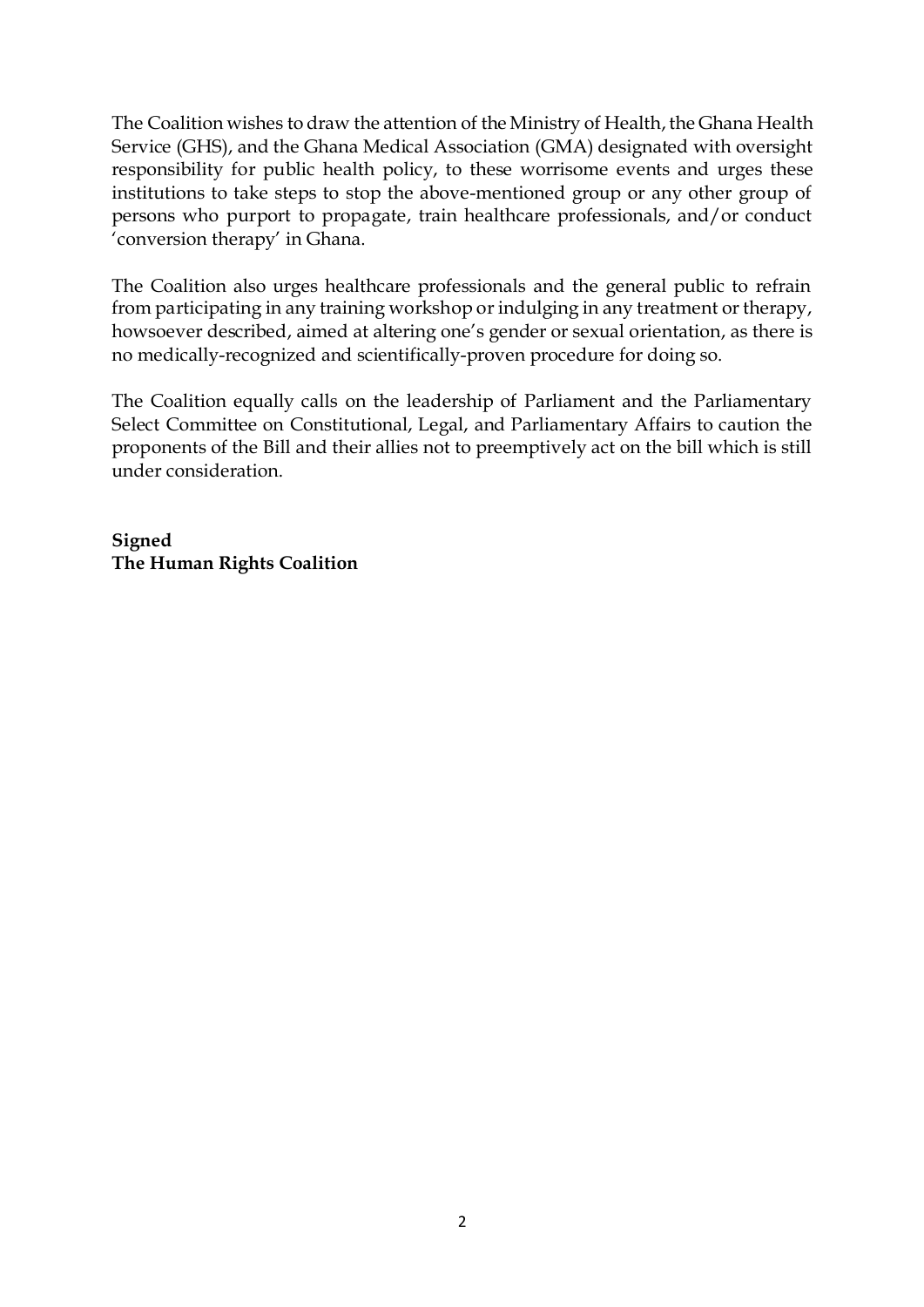The Coalition wishes to draw the attention of the Ministry of Health, the Ghana Health Service (GHS), and the Ghana Medical Association (GMA) designated with oversight responsibility for public health policy, to these worrisome events and urges these institutions to take steps to stop the above-mentioned group or any other group of persons who purport to propagate, train healthcare professionals, and/or conduct 'conversion therapy' in Ghana.

The Coalition also urges healthcare professionals and the general public to refrain from participating in any training workshop or indulging in any treatment or therapy, howsoever described, aimed at altering one's gender or sexual orientation, as there is no medically-recognized and scientifically-proven procedure for doing so.

The Coalition equally calls on the leadership of Parliament and the Parliamentary Select Committee on Constitutional, Legal, and Parliamentary Affairs to caution the proponents of the Bill and their allies not to preemptively act on the bill which is still under consideration.

**Signed**
**The Human Rights Coalition**